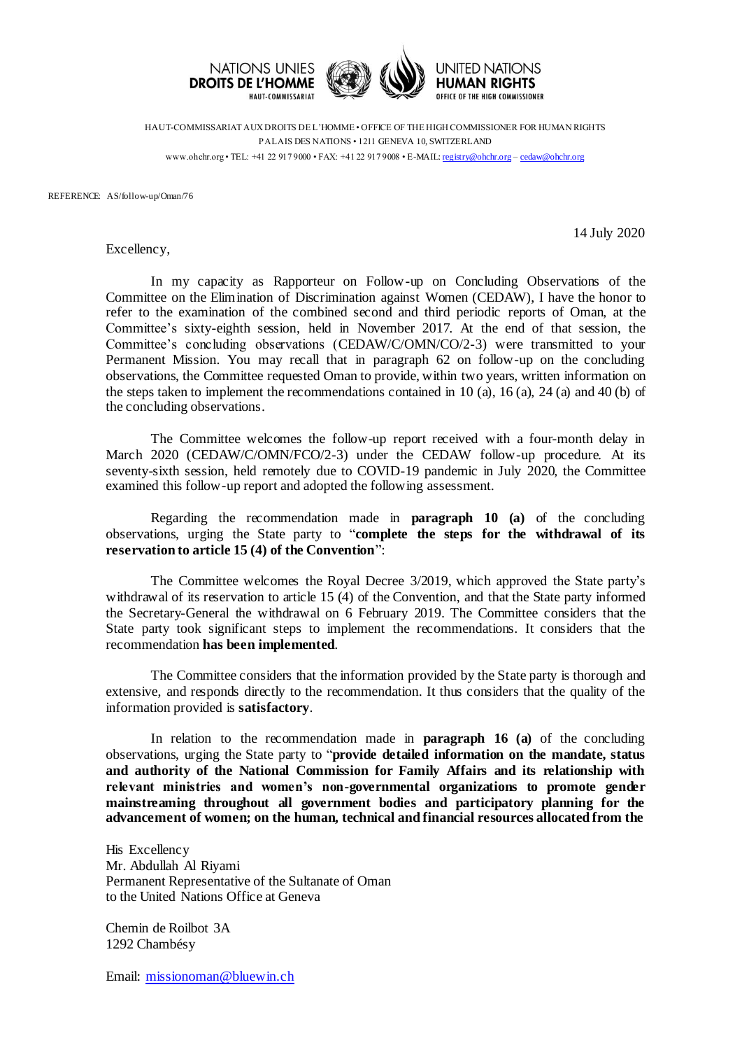NATIONS UNIES
**DROITS DE L'HOMME**
HAUT-COMMISSARIAT

UNITED NATIONS
**HUMAN RIGHTS**
OFFICE OF THE HIGH COMMISSIONER

HAUT-COMMISSARIAT AUX DROITS DE L'HOMME • OFFICE OF THE HIGH COMMISSIONER FOR HUMAN RIGHTS
PALAIS DES NATIONS • 1211 GENEVA 10, SWITZERLAND
www.ohchr.org • TEL: +41 22 917 9000 • FAX: +41 22 917 9008 • E-MAIL: registry@ohchr.org – cedaw@ohchr.org

REFERENCE: AS/follow-up/Oman/76

14 July 2020

Excellency,

In my capacity as Rapporteur on Follow-up on Concluding Observations of the Committee on the Elimination of Discrimination against Women (CEDAW), I have the honor to refer to the examination of the combined second and third periodic reports of Oman, at the Committee's sixty-eighth session, held in November 2017. At the end of that session, the Committee's concluding observations (CEDAW/C/OMN/CO/2-3) were transmitted to your Permanent Mission. You may recall that in paragraph 62 on follow-up on the concluding observations, the Committee requested Oman to provide, within two years, written information on the steps taken to implement the recommendations contained in 10 (a), 16 (a), 24 (a) and 40 (b) of the concluding observations.

The Committee welcomes the follow-up report received with a four-month delay in March 2020 (CEDAW/C/OMN/FCO/2-3) under the CEDAW follow-up procedure. At its seventy-sixth session, held remotely due to COVID-19 pandemic in July 2020, the Committee examined this follow-up report and adopted the following assessment.

Regarding the recommendation made in **paragraph 10 (a)** of the concluding observations, urging the State party to "**complete the steps for the withdrawal of its reservation to article 15 (4) of the Convention**":

The Committee welcomes the Royal Decree 3/2019, which approved the State party's withdrawal of its reservation to article 15 (4) of the Convention, and that the State party informed the Secretary-General the withdrawal on 6 February 2019. The Committee considers that the State party took significant steps to implement the recommendations. It considers that the recommendation **has been implemented**.

The Committee considers that the information provided by the State party is thorough and extensive, and responds directly to the recommendation. It thus considers that the quality of the information provided is **satisfactory**.

In relation to the recommendation made in **paragraph 16 (a)** of the concluding observations, urging the State party to "**provide detailed information on the mandate, status and authority of the National Commission for Family Affairs and its relationship with relevant ministries and women's non-governmental organizations to promote gender mainstreaming throughout all government bodies and participatory planning for the advancement of women; on the human, technical and financial resources allocated from the**

His Excellency
Mr. Abdullah Al Riyami
Permanent Representative of the Sultanate of Oman
to the United Nations Office at Geneva

Chemin de Roilbot 3A
1292 Chambésy

Email: missionoman@bluewin.ch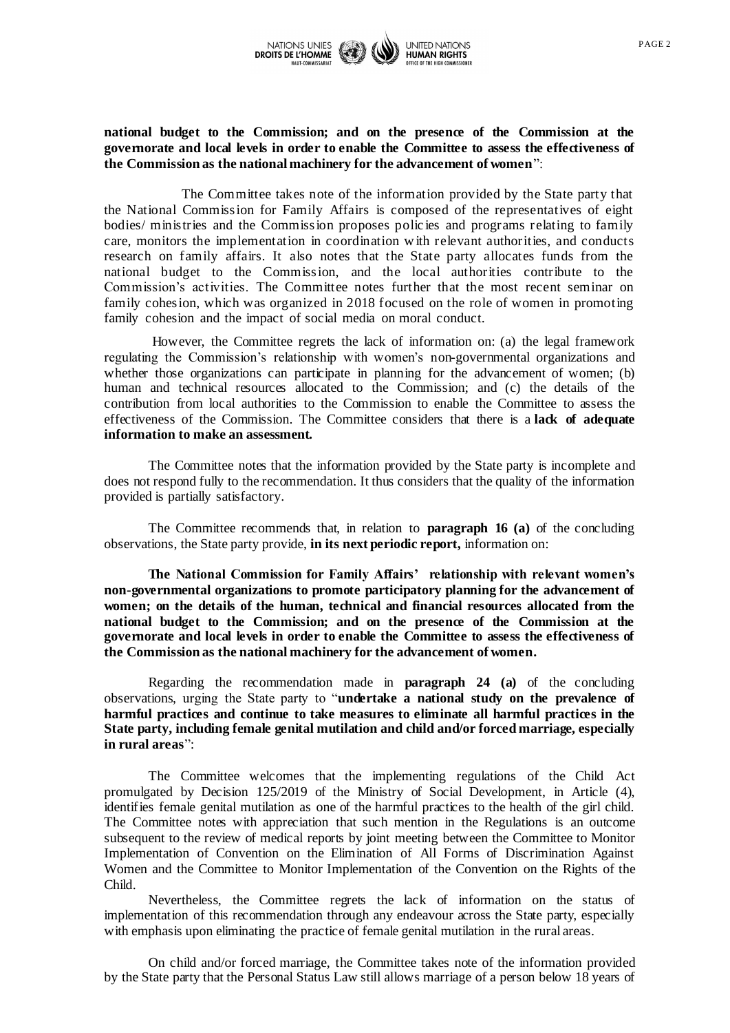**national budget to the Commission; and on the presence of the Commission at the governorate and local levels in order to enable the Committee to assess the effectiveness of the Commission as the national machinery for the advancement of women**":

The Committee takes note of the information provided by the State party that the National Commission for Family Affairs is composed of the representatives of eight bodies/ ministries and the Commission proposes policies and programs relating to family care, monitors the implementation in coordination with relevant authorities, and conducts research on family affairs. It also notes that the State party allocates funds from the national budget to the Commission, and the local authorities contribute to the Commission's activities. The Committee notes further that the most recent seminar on family cohesion, which was organized in 2018 focused on the role of women in promoting family cohesion and the impact of social media on moral conduct.

However, the Committee regrets the lack of information on: (a) the legal framework regulating the Commission's relationship with women's non-governmental organizations and whether those organizations can participate in planning for the advancement of women; (b) human and technical resources allocated to the Commission; and (c) the details of the contribution from local authorities to the Commission to enable the Committee to assess the effectiveness of the Commission. The Committee considers that there is a **lack of adequate information to make an assessment.**

The Committee notes that the information provided by the State party is incomplete and does not respond fully to the recommendation. It thus considers that the quality of the information provided is partially satisfactory.

The Committee recommends that, in relation to **paragraph 16 (a)** of the concluding observations, the State party provide, **in its next periodic report,** information on:

**The National Commission for Family Affairs' relationship with relevant women's non-governmental organizations to promote participatory planning for the advancement of women; on the details of the human, technical and financial resources allocated from the national budget to the Commission; and on the presence of the Commission at the governorate and local levels in order to enable the Committee to assess the effectiveness of the Commission as the national machinery for the advancement of women.**

Regarding the recommendation made in **paragraph 24 (a)** of the concluding observations, urging the State party to "**undertake a national study on the prevalence of harmful practices and continue to take measures to eliminate all harmful practices in the State party, including female genital mutilation and child and/or forced marriage, especially in rural areas**":

The Committee welcomes that the implementing regulations of the Child Act promulgated by Decision 125/2019 of the Ministry of Social Development, in Article (4), identifies female genital mutilation as one of the harmful practices to the health of the girl child. The Committee notes with appreciation that such mention in the Regulations is an outcome subsequent to the review of medical reports by joint meeting between the Committee to Monitor Implementation of Convention on the Elimination of All Forms of Discrimination Against Women and the Committee to Monitor Implementation of the Convention on the Rights of the Child.

Nevertheless, the Committee regrets the lack of information on the status of implementation of this recommendation through any endeavour across the State party, especially with emphasis upon eliminating the practice of female genital mutilation in the rural areas.

On child and/or forced marriage, the Committee takes note of the information provided by the State party that the Personal Status Law still allows marriage of a person below 18 years of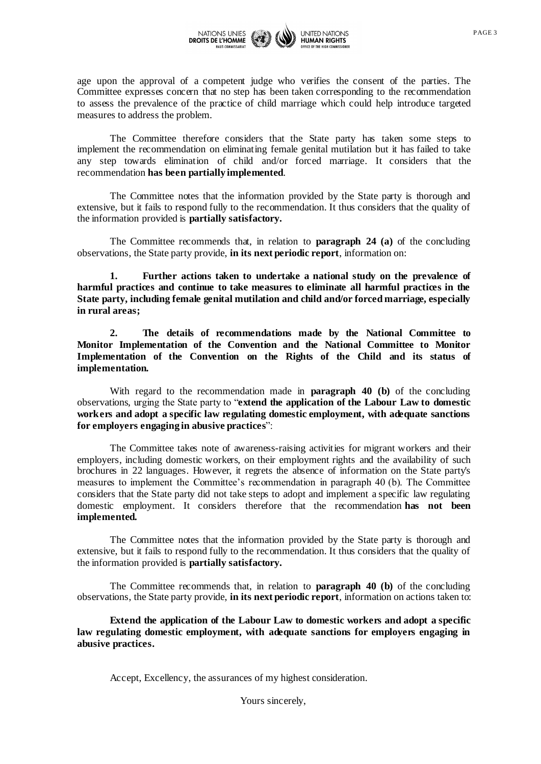age upon the approval of a competent judge who verifies the consent of the parties. The Committee expresses concern that no step has been taken corresponding to the recommendation to assess the prevalence of the practice of child marriage which could help introduce targeted measures to address the problem.

The Committee therefore considers that the State party has taken some steps to implement the recommendation on eliminating female genital mutilation but it has failed to take any step towards elimination of child and/or forced marriage. It considers that the recommendation **has been partially implemented**.

The Committee notes that the information provided by the State party is thorough and extensive, but it fails to respond fully to the recommendation. It thus considers that the quality of the information provided is **partially satisfactory.**

The Committee recommends that, in relation to **paragraph 24 (a)** of the concluding observations, the State party provide, **in its next periodic report**, information on:

**1. Further actions taken to undertake a national study on the prevalence of harmful practices and continue to take measures to eliminate all harmful practices in the State party, including female genital mutilation and child and/or forced marriage, especially in rural areas;**

**2. The details of recommendations made by the National Committee to Monitor Implementation of the Convention and the National Committee to Monitor Implementation of the Convention on the Rights of the Child and its status of implementation.**

With regard to the recommendation made in **paragraph 40 (b)** of the concluding observations, urging the State party to "**extend the application of the Labour Law to domestic workers and adopt a specific law regulating domestic employment, with adequate sanctions for employers engaging in abusive practices**":

The Committee takes note of awareness-raising activities for migrant workers and their employers, including domestic workers, on their employment rights and the availability of such brochures in 22 languages. However, it regrets the absence of information on the State party's measures to implement the Committee's recommendation in paragraph 40 (b). The Committee considers that the State party did not take steps to adopt and implement a specific law regulating domestic employment. It considers therefore that the recommendation **has not been implemented.**

The Committee notes that the information provided by the State party is thorough and extensive, but it fails to respond fully to the recommendation. It thus considers that the quality of the information provided is **partially satisfactory.**

The Committee recommends that, in relation to **paragraph 40 (b)** of the concluding observations, the State party provide, **in its next periodic report**, information on actions taken to:

**Extend the application of the Labour Law to domestic workers and adopt a specific law regulating domestic employment, with adequate sanctions for employers engaging in abusive practices.**

Accept, Excellency, the assurances of my highest consideration.

Yours sincerely,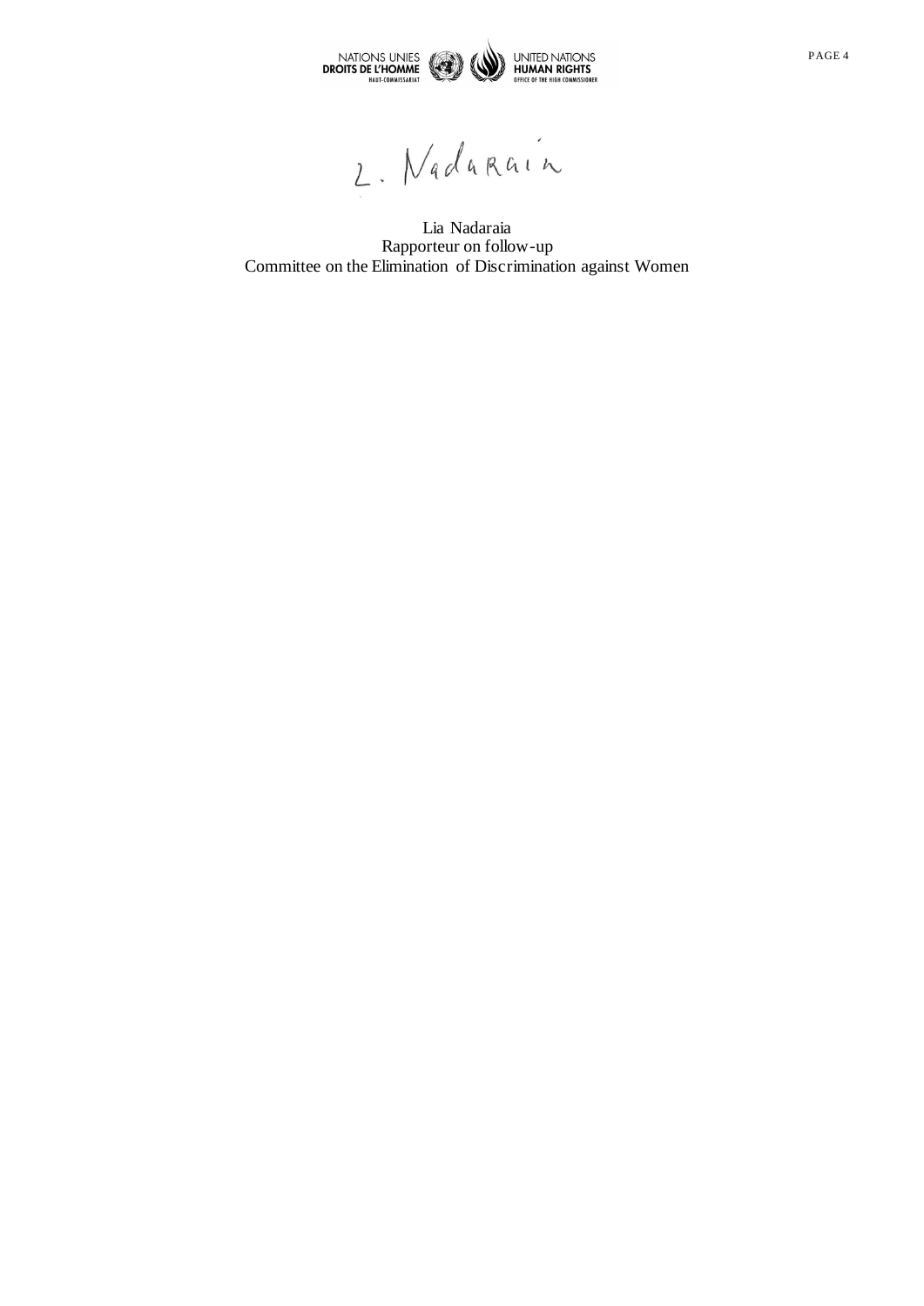L. Nadaraia

Lia Nadaraia
Rapporteur on follow-up
Committee on the Elimination of Discrimination against Women